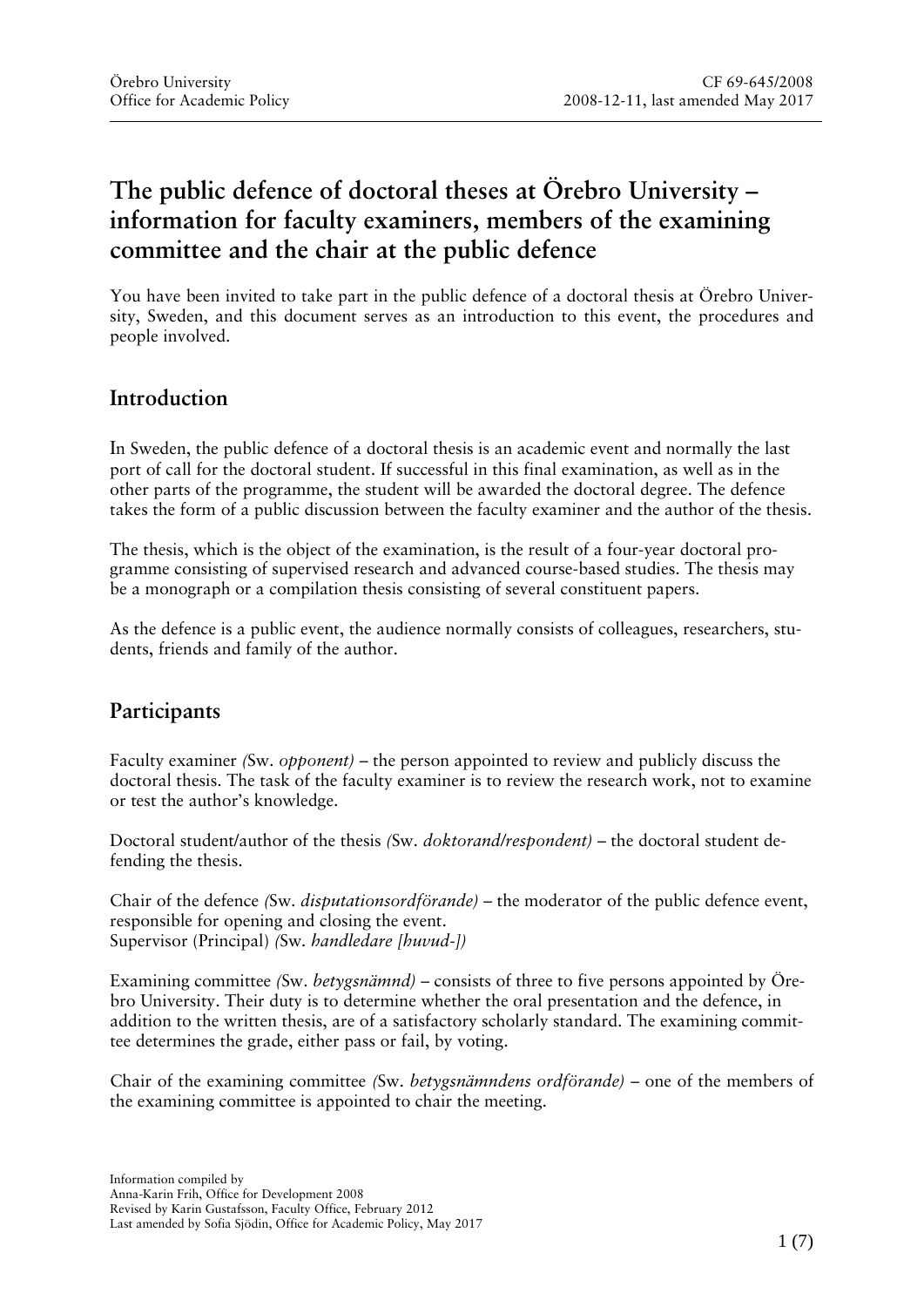# The public defence of doctoral theses at Örebro University – information for faculty examiners, members of the examining committee and the chair at the public defence

You have been invited to take part in the public defence of a doctoral thesis at Örebro University, Sweden, and this document serves as an introduction to this event, the procedures and people involved.

## Introduction

In Sweden, the public defence of a doctoral thesis is an academic event and normally the last port of call for the doctoral student. If successful in this final examination, as well as in the other parts of the programme, the student will be awarded the doctoral degree. The defence takes the form of a public discussion between the faculty examiner and the author of the thesis.

The thesis, which is the object of the examination, is the result of a four-year doctoral programme consisting of supervised research and advanced course-based studies. The thesis may be a monograph or a compilation thesis consisting of several constituent papers.

As the defence is a public event, the audience normally consists of colleagues, researchers, students, friends and family of the author.

## Participants

Faculty examiner *(*Sw. *opponent)* – the person appointed to review and publicly discuss the doctoral thesis. The task of the faculty examiner is to review the research work, not to examine or test the author's knowledge.

Doctoral student/author of the thesis *(*Sw. *doktorand/respondent)* – the doctoral student defending the thesis.

Chair of the defence *(*Sw. *disputationsordförande)* – the moderator of the public defence event, responsible for opening and closing the event.
Supervisor (Principal) *(*Sw. *handledare [huvud-])*

Examining committee *(*Sw. *betygsnämnd)* – consists of three to five persons appointed by Örebro University. Their duty is to determine whether the oral presentation and the defence, in addition to the written thesis, are of a satisfactory scholarly standard. The examining committee determines the grade, either pass or fail, by voting.

Chair of the examining committee *(*Sw. *betygsnämndens ordförande)* – one of the members of the examining committee is appointed to chair the meeting.

Information compiled by
Anna-Karin Frih, Office for Development 2008
Revised by Karin Gustafsson, Faculty Office, February 2012
Last amended by Sofia Sjödin, Office for Academic Policy, May 2017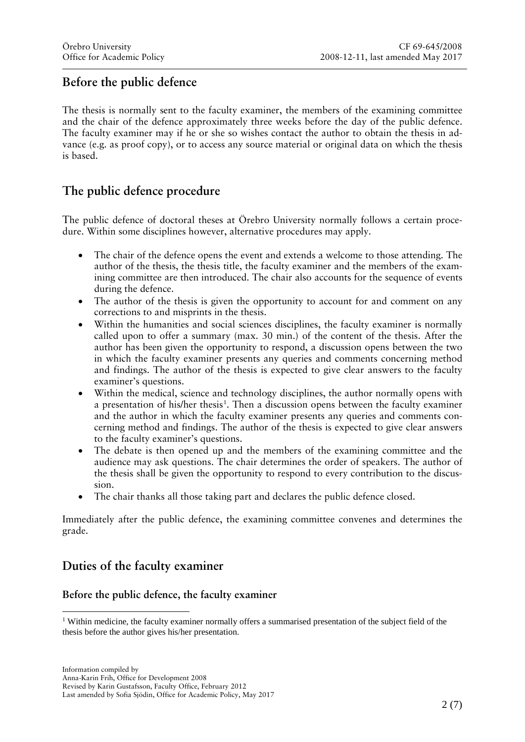## Before the public defence

The thesis is normally sent to the faculty examiner, the members of the examining committee and the chair of the defence approximately three weeks before the day of the public defence. The faculty examiner may if he or she so wishes contact the author to obtain the thesis in advance (e.g. as proof copy), or to access any source material or original data on which the thesis is based.

## The public defence procedure

The public defence of doctoral theses at Örebro University normally follows a certain procedure. Within some disciplines however, alternative procedures may apply.

- The chair of the defence opens the event and extends a welcome to those attending. The author of the thesis, the thesis title, the faculty examiner and the members of the examining committee are then introduced. The chair also accounts for the sequence of events during the defence.
- The author of the thesis is given the opportunity to account for and comment on any corrections to and misprints in the thesis.
- Within the humanities and social sciences disciplines, the faculty examiner is normally called upon to offer a summary (max. 30 min.) of the content of the thesis. After the author has been given the opportunity to respond, a discussion opens between the two in which the faculty examiner presents any queries and comments concerning method and findings. The author of the thesis is expected to give clear answers to the faculty examiner's questions.
- Within the medical, science and technology disciplines, the author normally opens with a presentation of his/her thesis[1]. Then a discussion opens between the faculty examiner and the author in which the faculty examiner presents any queries and comments concerning method and findings. The author of the thesis is expected to give clear answers to the faculty examiner's questions.
- The debate is then opened up and the members of the examining committee and the audience may ask questions. The chair determines the order of speakers. The author of the thesis shall be given the opportunity to respond to every contribution to the discussion.
- The chair thanks all those taking part and declares the public defence closed.

Immediately after the public defence, the examining committee convenes and determines the grade.

## Duties of the faculty examiner

### Before the public defence, the faculty examiner

[1] Within medicine, the faculty examiner normally offers a summarised presentation of the subject field of the thesis before the author gives his/her presentation.

Information compiled by
Anna-Karin Frih, Office for Development 2008
Revised by Karin Gustafsson, Faculty Office, February 2012
Last amended by Sofia Sjödin, Office for Academic Policy, May 2017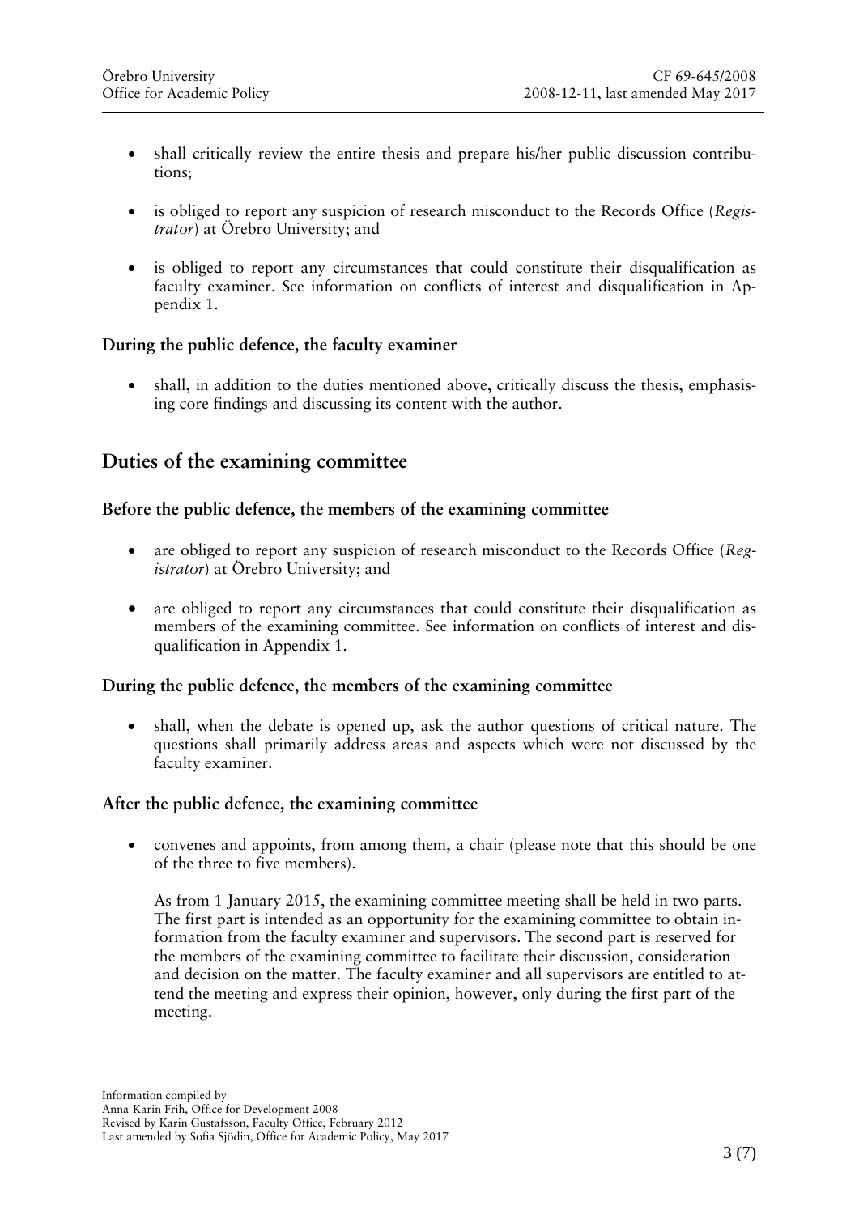- shall critically review the entire thesis and prepare his/her public discussion contributions;
- is obliged to report any suspicion of research misconduct to the Records Office (*Registrator*) at Örebro University; and
- is obliged to report any circumstances that could constitute their disqualification as faculty examiner. See information on conflicts of interest and disqualification in Appendix 1.

### During the public defence, the faculty examiner

- shall, in addition to the duties mentioned above, critically discuss the thesis, emphasising core findings and discussing its content with the author.

## Duties of the examining committee

### Before the public defence, the members of the examining committee

- are obliged to report any suspicion of research misconduct to the Records Office (*Registrator*) at Örebro University; and
- are obliged to report any circumstances that could constitute their disqualification as members of the examining committee. See information on conflicts of interest and disqualification in Appendix 1.

### During the public defence, the members of the examining committee

- shall, when the debate is opened up, ask the author questions of critical nature. The questions shall primarily address areas and aspects which were not discussed by the faculty examiner.

### After the public defence, the examining committee

- convenes and appoints, from among them, a chair (please note that this should be one of the three to five members).

  As from 1 January 2015, the examining committee meeting shall be held in two parts. The first part is intended as an opportunity for the examining committee to obtain information from the faculty examiner and supervisors. The second part is reserved for the members of the examining committee to facilitate their discussion, consideration and decision on the matter. The faculty examiner and all supervisors are entitled to attend the meeting and express their opinion, however, only during the first part of the meeting.

Information compiled by
Anna-Karin Frih, Office for Development 2008
Revised by Karin Gustafsson, Faculty Office, February 2012
Last amended by Sofia Sjödin, Office for Academic Policy, May 2017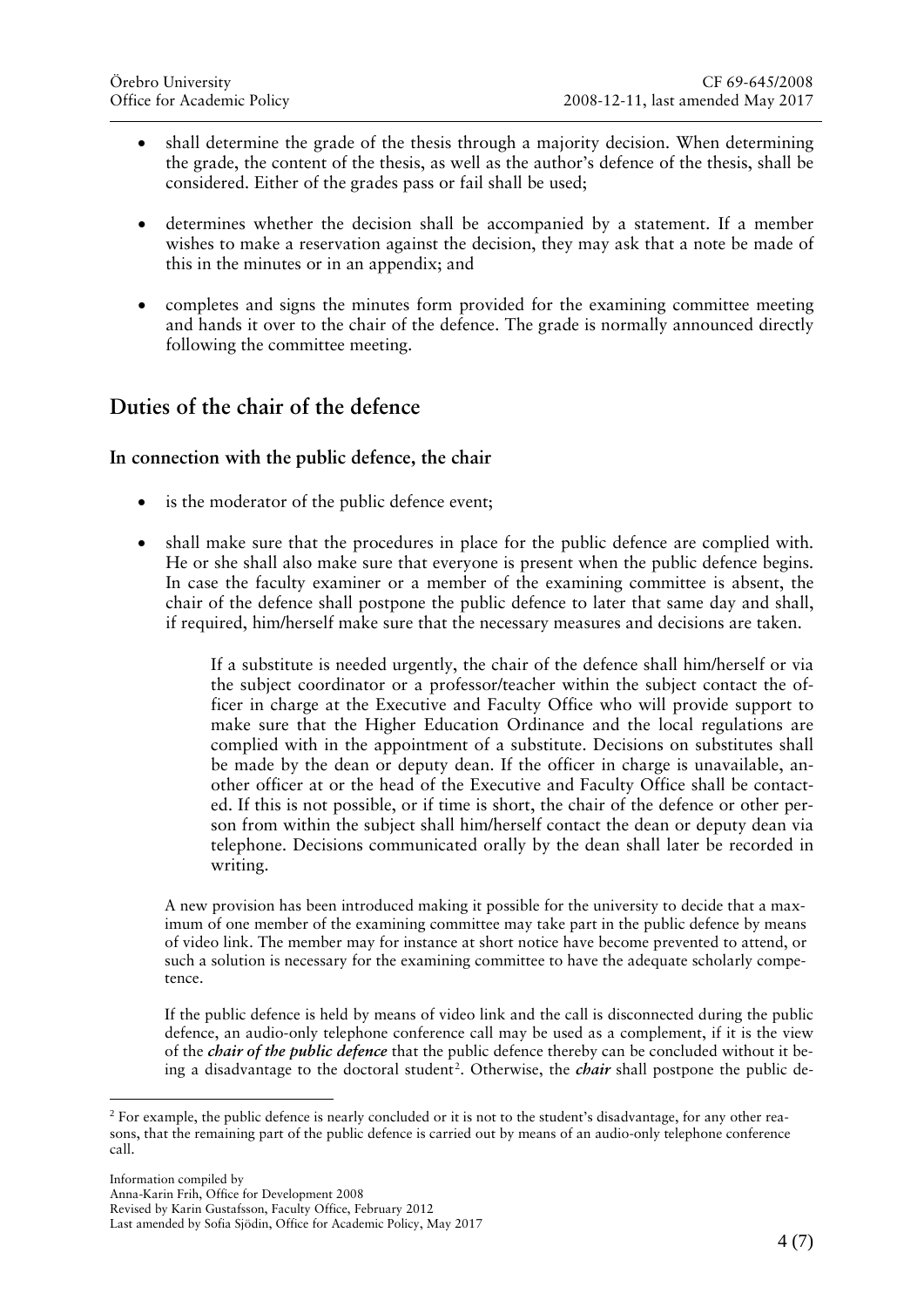- shall determine the grade of the thesis through a majority decision. When determining the grade, the content of the thesis, as well as the author's defence of the thesis, shall be considered. Either of the grades pass or fail shall be used;

- determines whether the decision shall be accompanied by a statement. If a member wishes to make a reservation against the decision, they may ask that a note be made of this in the minutes or in an appendix; and

- completes and signs the minutes form provided for the examining committee meeting and hands it over to the chair of the defence. The grade is normally announced directly following the committee meeting.

## Duties of the chair of the defence

### In connection with the public defence, the chair

- is the moderator of the public defence event;

- shall make sure that the procedures in place for the public defence are complied with. He or she shall also make sure that everyone is present when the public defence begins. In case the faculty examiner or a member of the examining committee is absent, the chair of the defence shall postpone the public defence to later that same day and shall, if required, him/herself make sure that the necessary measures and decisions are taken.

  If a substitute is needed urgently, the chair of the defence shall him/herself or via the subject coordinator or a professor/teacher within the subject contact the officer in charge at the Executive and Faculty Office who will provide support to make sure that the Higher Education Ordinance and the local regulations are complied with in the appointment of a substitute. Decisions on substitutes shall be made by the dean or deputy dean. If the officer in charge is unavailable, another officer at or the head of the Executive and Faculty Office shall be contacted. If this is not possible, or if time is short, the chair of the defence or other person from within the subject shall him/herself contact the dean or deputy dean via telephone. Decisions communicated orally by the dean shall later be recorded in writing.

  A new provision has been introduced making it possible for the university to decide that a maximum of one member of the examining committee may take part in the public defence by means of video link. The member may for instance at short notice have become prevented to attend, or such a solution is necessary for the examining committee to have the adequate scholarly competence.

  If the public defence is held by means of video link and the call is disconnected during the public defence, an audio-only telephone conference call may be used as a complement, if it is the view of the ***chair of the public defence*** that the public defence thereby can be concluded without it being a disadvantage to the doctoral student[2]. Otherwise, the ***chair*** shall postpone the public de-

[2] For example, the public defence is nearly concluded or it is not to the student's disadvantage, for any other reasons, that the remaining part of the public defence is carried out by means of an audio-only telephone conference call.

Information compiled by
Anna-Karin Frih, Office for Development 2008
Revised by Karin Gustafsson, Faculty Office, February 2012
Last amended by Sofia Sjödin, Office for Academic Policy, May 2017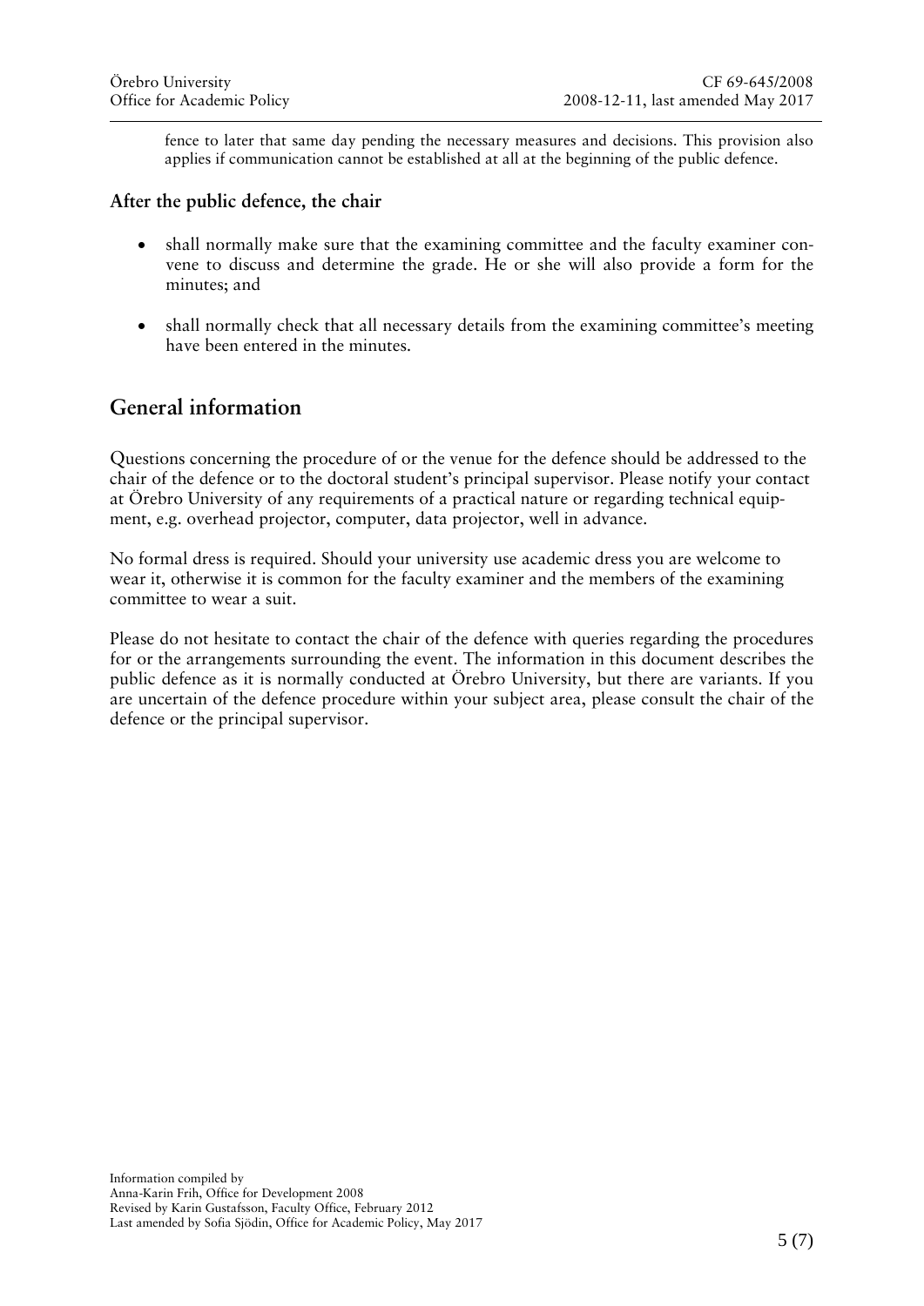fence to later that same day pending the necessary measures and decisions. This provision also applies if communication cannot be established at all at the beginning of the public defence.

### After the public defence, the chair

- shall normally make sure that the examining committee and the faculty examiner convene to discuss and determine the grade. He or she will also provide a form for the minutes; and
- shall normally check that all necessary details from the examining committee's meeting have been entered in the minutes.

## General information

Questions concerning the procedure of or the venue for the defence should be addressed to the chair of the defence or to the doctoral student's principal supervisor. Please notify your contact at Örebro University of any requirements of a practical nature or regarding technical equipment, e.g. overhead projector, computer, data projector, well in advance.

No formal dress is required. Should your university use academic dress you are welcome to wear it, otherwise it is common for the faculty examiner and the members of the examining committee to wear a suit.

Please do not hesitate to contact the chair of the defence with queries regarding the procedures for or the arrangements surrounding the event. The information in this document describes the public defence as it is normally conducted at Örebro University, but there are variants. If you are uncertain of the defence procedure within your subject area, please consult the chair of the defence or the principal supervisor.

Information compiled by
Anna-Karin Frih, Office for Development 2008
Revised by Karin Gustafsson, Faculty Office, February 2012
Last amended by Sofia Sjödin, Office for Academic Policy, May 2017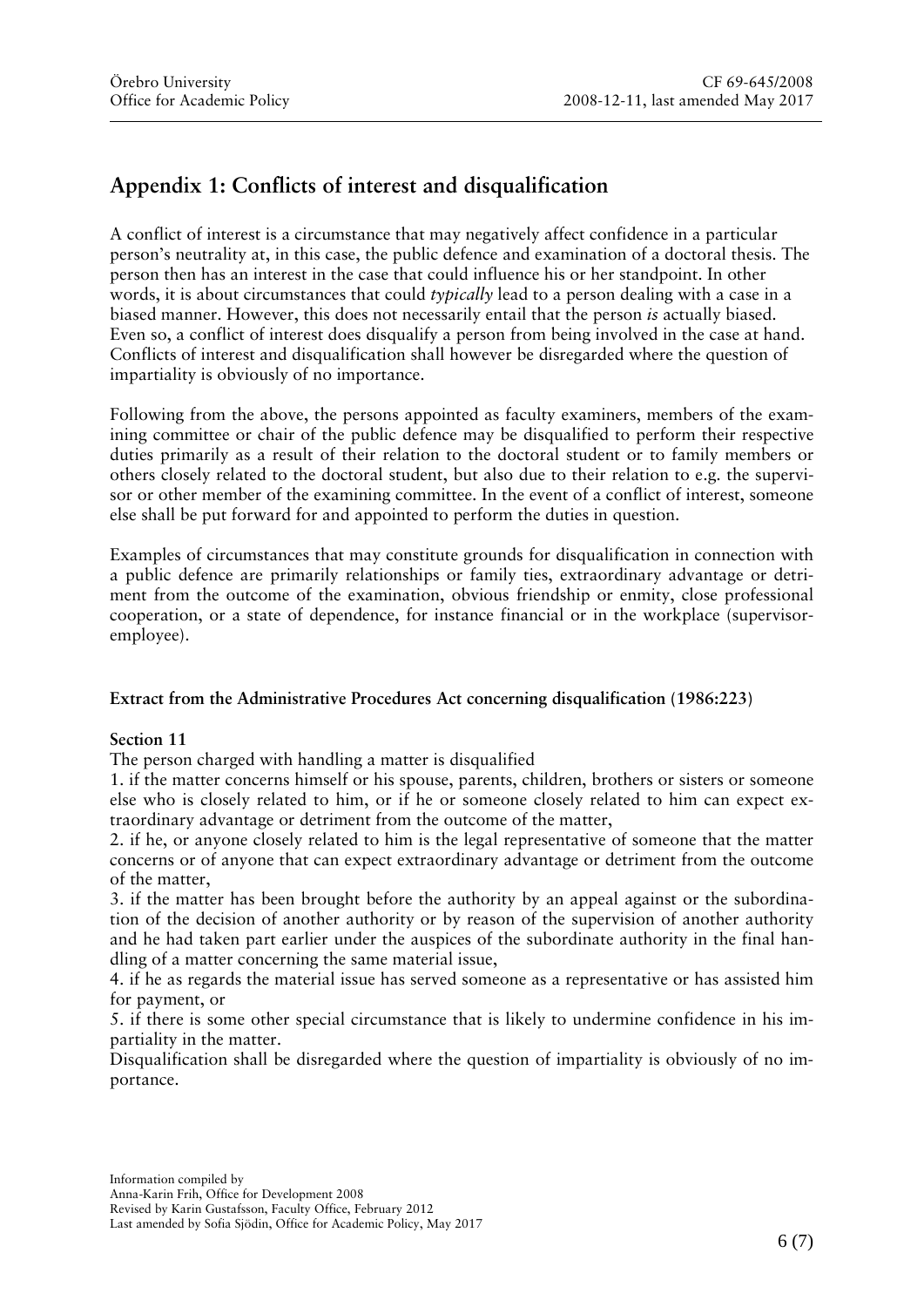# Appendix 1: Conflicts of interest and disqualification

A conflict of interest is a circumstance that may negatively affect confidence in a particular person's neutrality at, in this case, the public defence and examination of a doctoral thesis. The person then has an interest in the case that could influence his or her standpoint. In other words, it is about circumstances that could *typically* lead to a person dealing with a case in a biased manner. However, this does not necessarily entail that the person *is* actually biased. Even so, a conflict of interest does disqualify a person from being involved in the case at hand. Conflicts of interest and disqualification shall however be disregarded where the question of impartiality is obviously of no importance.

Following from the above, the persons appointed as faculty examiners, members of the examining committee or chair of the public defence may be disqualified to perform their respective duties primarily as a result of their relation to the doctoral student or to family members or others closely related to the doctoral student, but also due to their relation to e.g. the supervisor or other member of the examining committee. In the event of a conflict of interest, someone else shall be put forward for and appointed to perform the duties in question.

Examples of circumstances that may constitute grounds for disqualification in connection with a public defence are primarily relationships or family ties, extraordinary advantage or detriment from the outcome of the examination, obvious friendship or enmity, close professional cooperation, or a state of dependence, for instance financial or in the workplace (supervisor-employee).

**Extract from the Administrative Procedures Act concerning disqualification (1986:223)**

**Section 11**

The person charged with handling a matter is disqualified

1. if the matter concerns himself or his spouse, parents, children, brothers or sisters or someone else who is closely related to him, or if he or someone closely related to him can expect extraordinary advantage or detriment from the outcome of the matter,
2. if he, or anyone closely related to him is the legal representative of someone that the matter concerns or of anyone that can expect extraordinary advantage or detriment from the outcome of the matter,
3. if the matter has been brought before the authority by an appeal against or the subordination of the decision of another authority or by reason of the supervision of another authority and he had taken part earlier under the auspices of the subordinate authority in the final handling of a matter concerning the same material issue,
4. if he as regards the material issue has served someone as a representative or has assisted him for payment, or
5. if there is some other special circumstance that is likely to undermine confidence in his impartiality in the matter.

Disqualification shall be disregarded where the question of impartiality is obviously of no importance.

Information compiled by
Anna-Karin Frih, Office for Development 2008
Revised by Karin Gustafsson, Faculty Office, February 2012
Last amended by Sofia Sjödin, Office for Academic Policy, May 2017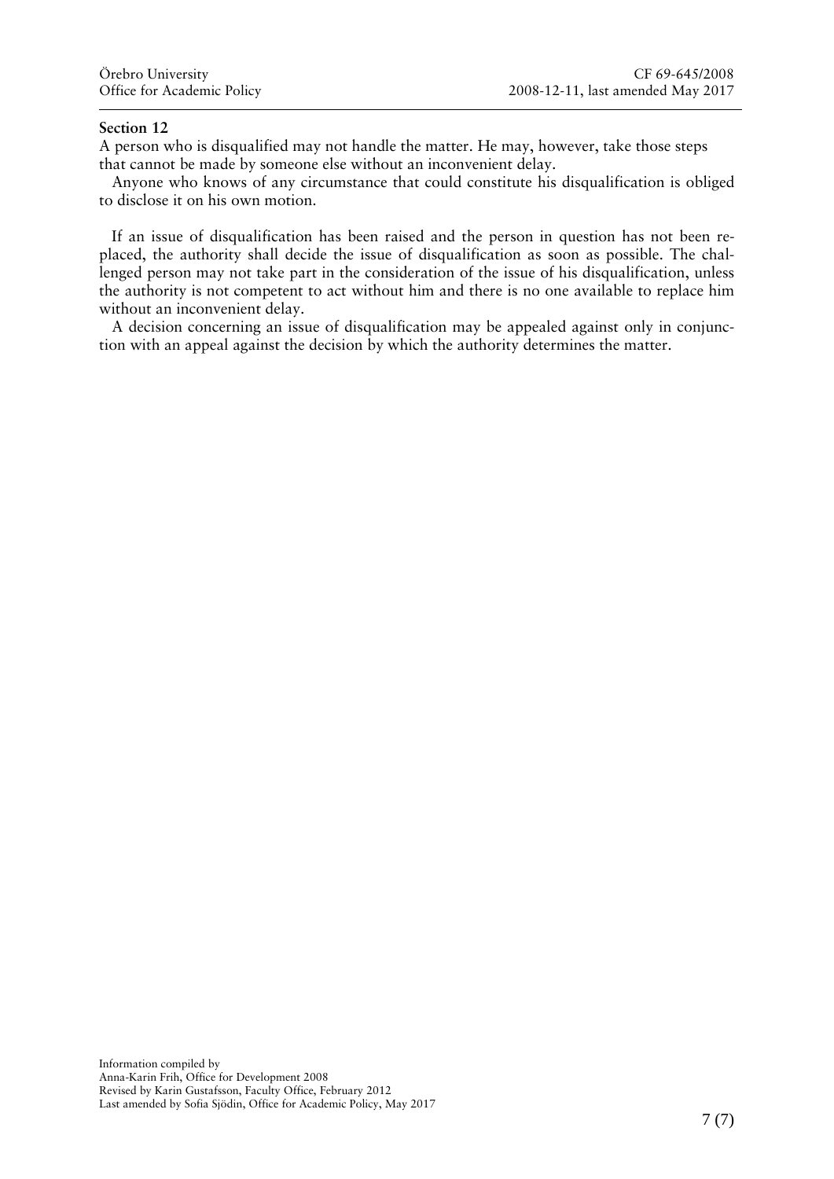**Section 12**

A person who is disqualified may not handle the matter. He may, however, take those steps that cannot be made by someone else without an inconvenient delay.

Anyone who knows of any circumstance that could constitute his disqualification is obliged to disclose it on his own motion.

If an issue of disqualification has been raised and the person in question has not been replaced, the authority shall decide the issue of disqualification as soon as possible. The challenged person may not take part in the consideration of the issue of his disqualification, unless the authority is not competent to act without him and there is no one available to replace him without an inconvenient delay.

A decision concerning an issue of disqualification may be appealed against only in conjunction with an appeal against the decision by which the authority determines the matter.

Information compiled by
Anna-Karin Frih, Office for Development 2008
Revised by Karin Gustafsson, Faculty Office, February 2012
Last amended by Sofia Sjödin, Office for Academic Policy, May 2017